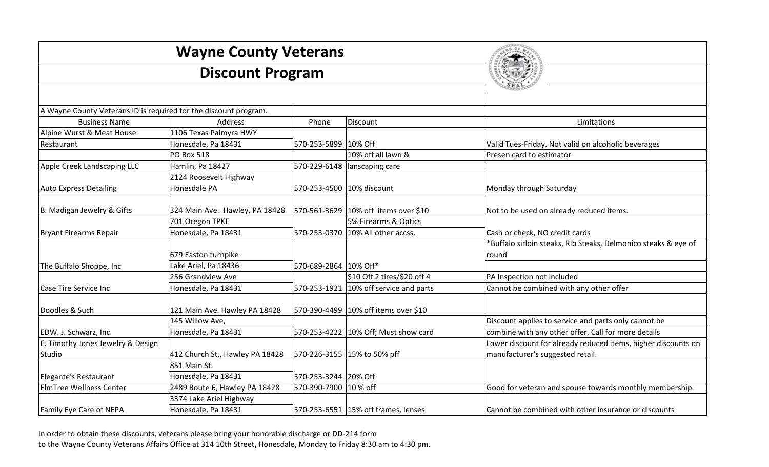# Wayne County Veterans

## Discount Program

A Wayne County Veterans ID is required for the discount program.

| Business Name | Address | Phone | Discount | Limitations |
|---|---|---|---|---|
| Alpine Wurst & Meat House Restaurant | 1106 Texas Palmyra HWY Honesdale, Pa 18431 | 570-253-5899 | 10% Off | Valid Tues-Friday. Not valid on alcoholic beverages |
| Apple Creek Landscaping LLC | PO Box 518 Hamlin, Pa 18427 | 570-229-6148 | 10% off all lawn & lanscaping care | Presen card to estimator |
| Auto Express Detailing | 2124 Roosevelt Highway Honesdale PA | 570-253-4500 | 10% discount | Monday through Saturday |
| B. Madigan Jewelry & Gifts | 324 Main Ave. Hawley, PA 18428 | 570-561-3629 | 10% off items over $10 | Not to be used on already reduced items. |
| Bryant Firearms Repair | 701 Oregon TPKE Honesdale, Pa 18431 | 570-253-0370 | 5% Firearms & Optics 10% All other accss. | Cash or check, NO credit cards |
| The Buffalo Shoppe, Inc | 679 Easton turnpike Lake Ariel, Pa 18436 | 570-689-2864 | 10% Off* | *Buffalo sirloin steaks, Rib Steaks, Delmonico steaks & eye of round |
| Case Tire Service Inc | 256 Grandview Ave Honesdale, Pa 18431 | 570-253-1921 | $10 Off 2 tires/$20 off 4 10% off service and parts | PA Inspection not included Cannot be combined with any other offer |
| Doodles & Such | 121 Main Ave. Hawley PA 18428 | 570-390-4499 | 10% off items over $10 | |
| EDW. J. Schwarz, Inc | 145 Willow Ave, Honesdale, Pa 18431 | 570-253-4222 | 10% Off; Must show card | Discount applies to service and parts only cannot be combine with any other offer. Call for more details |
| E. Timothy Jones Jewelry & Design Studio | 412 Church St., Hawley PA 18428 | 570-226-3155 | 15% to 50% pff | Lower discount for already reduced items, higher discounts on manufacturer's suggested retail. |
| Elegante's Restaurant | 851 Main St. Honesdale, Pa 18431 | 570-253-3244 | 20% Off | |
| ElmTree Wellness Center | 2489 Route 6, Hawley PA 18428 | 570-390-7900 | 10 % off | Good for veteran and spouse towards monthly membership. |
| Family Eye Care of NEPA | 3374 Lake Ariel Highway Honesdale, Pa 18431 | 570-253-6551 | 15% off frames, lenses | Cannot be combined with other insurance or discounts |

In order to obtain these discounts, veterans please bring your honorable discharge or DD-214 form to the Wayne County Veterans Affairs Office at 314 10th Street, Honesdale, Monday to Friday 8:30 am to 4:30 pm.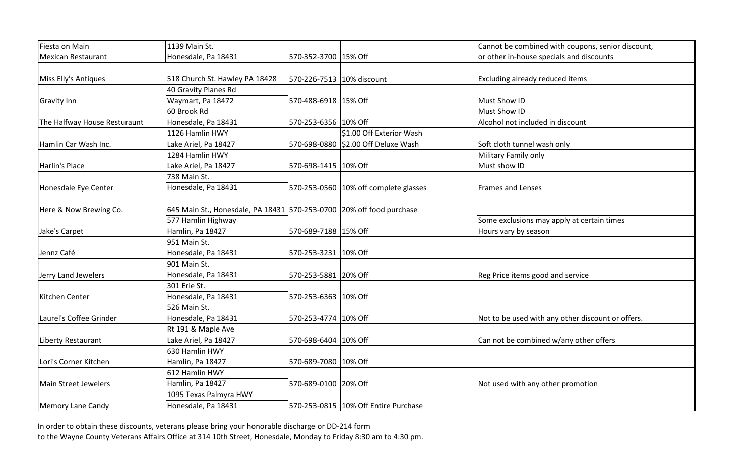| | | | | |
|---|---|---|---|---|
| Fiesta on Main<br>Mexican Restaurant | 1139 Main St.<br>Honesdale, Pa 18431 | 570-352-3700 | 15% Off | Cannot be combined with coupons, senior discount,<br>or other in-house specials and discounts |
| Miss Elly's Antiques | 518 Church St. Hawley PA 18428 | 570-226-7513 | 10% discount | Excluding already reduced items |
| Gravity Inn | 40 Gravity Planes Rd<br>Waymart, Pa 18472 | 570-488-6918 | 15% Off | Must Show ID |
| The Halfway House Resturaunt | 60 Brook Rd<br>Honesdale, Pa 18431 | 570-253-6356 | 10% Off | Must Show ID<br>Alcohol not included in discount |
| Hamlin Car Wash Inc. | 1126 Hamlin HWY<br>Lake Ariel, Pa 18427 | 570-698-0880 | $1.00 Off Exterior Wash<br>$2.00 Off Deluxe Wash | Soft cloth tunnel wash only |
| Harlin's Place | 1284 Hamlin HWY<br>Lake Ariel, Pa 18427 | 570-698-1415 | 10% Off | Military Family only<br>Must show ID |
| Honesdale Eye Center | 738 Main St.<br>Honesdale, Pa 18431 | 570-253-0560 | 10% off complete glasses | Frames and Lenses |
| Here & Now Brewing Co. | 645 Main St., Honesdale, PA 18431 | 570-253-0700 | 20% off food purchase | |
| Jake's Carpet | 577 Hamlin Highway<br>Hamlin, Pa 18427 | 570-689-7188 | 15% Off | Some exclusions may apply at certain times<br>Hours vary by season |
| Jennz Café | 951 Main St.<br>Honesdale, Pa 18431 | 570-253-3231 | 10% Off | |
| Jerry Land Jewelers | 901 Main St.<br>Honesdale, Pa 18431 | 570-253-5881 | 20% Off | Reg Price items good and service |
| Kitchen Center | 301 Erie St.<br>Honesdale, Pa 18431 | 570-253-6363 | 10% Off | |
| Laurel's Coffee Grinder | 526 Main St.<br>Honesdale, Pa 18431 | 570-253-4774 | 10% Off | Not to be used with any other discount or offers. |
| Liberty Restaurant | Rt 191 & Maple Ave<br>Lake Ariel, Pa 18427 | 570-698-6404 | 10% Off | Can not be combined w/any other offers |
| Lori's Corner Kitchen | 630 Hamlin HWY<br>Hamlin, Pa 18427 | 570-689-7080 | 10% Off | |
| Main Street Jewelers | 612 Hamlin HWY<br>Hamlin, Pa 18427 | 570-689-0100 | 20% Off | Not used with any other promotion |
| Memory Lane Candy | 1095 Texas Palmyra HWY<br>Honesdale, Pa 18431 | 570-253-0815 | 10% Off Entire Purchase | |

In order to obtain these discounts, veterans please bring your honorable discharge or DD-214 form
to the Wayne County Veterans Affairs Office at 314 10th Street, Honesdale, Monday to Friday 8:30 am to 4:30 pm.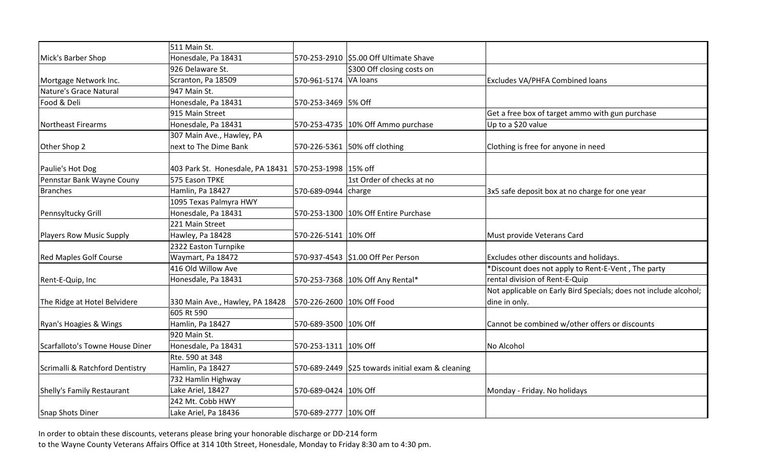| | | | | |
|---|---|---|---|---|
| Mick's Barber Shop | 511 Main St. Honesdale, Pa 18431 | 570-253-2910 | $5.00 Off Ultimate Shave | |
| Mortgage Network Inc. | 926 Delaware St. Scranton, Pa 18509 | 570-961-5174 | $300 Off closing costs on VA loans | Excludes VA/PHFA Combined loans |
| Nature's Grace Natural Food & Deli | 947 Main St. Honesdale, Pa 18431 | 570-253-3469 | 5% Off | |
| Northeast Firearms | 915 Main Street Honesdale, Pa 18431 | 570-253-4735 | 10% Off Ammo purchase | Get a free box of target ammo with gun purchase Up to a $20 value |
| Other Shop 2 | 307 Main Ave., Hawley, PA next to The Dime Bank | 570-226-5361 | 50% off clothing | Clothing is free for anyone in need |
| Paulie's Hot Dog | 403 Park St. Honesdale, PA 18431 | 570-253-1998 | 15% off | |
| Pennstar Bank Wayne Couny Branches | 575 Eason TPKE Hamlin, Pa 18427 | 570-689-0944 | 1st Order of checks at no charge | 3x5 safe deposit box at no charge for one year |
| Pennsyltucky Grill | 1095 Texas Palmyra HWY Honesdale, Pa 18431 | 570-253-1300 | 10% Off Entire Purchase | |
| Players Row Music Supply | 221 Main Street Hawley, Pa 18428 | 570-226-5141 | 10% Off | Must provide Veterans Card |
| Red Maples Golf Course | 2322 Easton Turnpike Waymart, Pa 18472 | 570-937-4543 | $1.00 Off Per Person | Excludes other discounts and holidays. |
| Rent-E-Quip, Inc | 416 Old Willow Ave Honesdale, Pa 18431 | 570-253-7368 | 10% Off Any Rental* | *Discount does not apply to Rent-E-Vent , The party rental division of Rent-E-Quip |
| The Ridge at Hotel Belvidere | 330 Main Ave., Hawley, PA 18428 | 570-226-2600 | 10% Off Food | Not applicable on Early Bird Specials; does not include alcohol; dine in only. |
| Ryan's Hoagies & Wings | 605 Rt 590 Hamlin, Pa 18427 | 570-689-3500 | 10% Off | Cannot be combined w/other offers or discounts |
| Scarfalloto's Towne House Diner | 920 Main St. Honesdale, Pa 18431 | 570-253-1311 | 10% Off | No Alcohol |
| Scrimalli & Ratchford Dentistry | Rte. 590 at 348 Hamlin, Pa 18427 | 570-689-2449 | $25 towards initial exam & cleaning | |
| Shelly's Family Restaurant | 732 Hamlin Highway Lake Ariel, 18427 | 570-689-0424 | 10% Off | Monday - Friday. No holidays |
| Snap Shots Diner | 242 Mt. Cobb HWY Lake Ariel, Pa 18436 | 570-689-2777 | 10% Off | |

In order to obtain these discounts, veterans please bring your honorable discharge or DD-214 form to the Wayne County Veterans Affairs Office at 314 10th Street, Honesdale, Monday to Friday 8:30 am to 4:30 pm.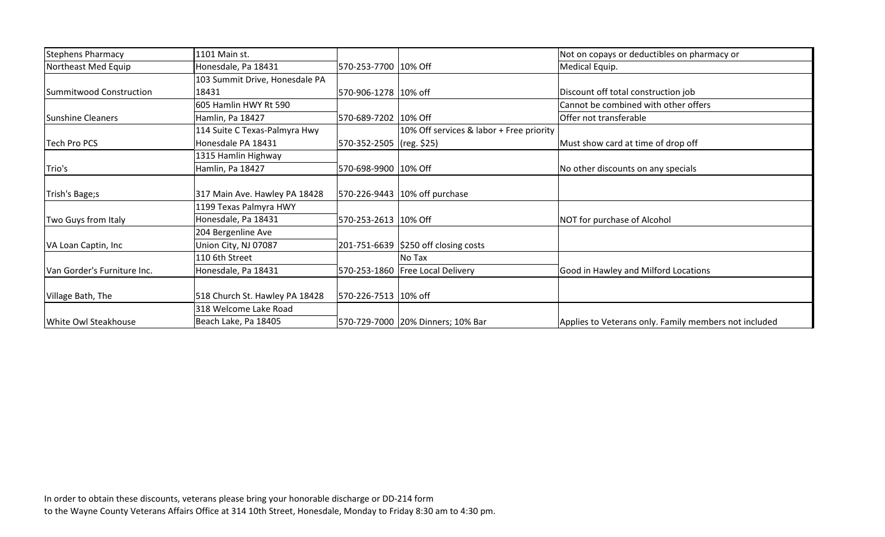| | | | | |
|---|---|---|---|---|
| Stephens Pharmacy | 1101 Main st. | | | Not on copays or deductibles on pharmacy or |
| Northeast Med Equip | Honesdale, Pa 18431 | 570-253-7700 | 10% Off | Medical Equip. |
| Summitwood Construction | 103 Summit Drive, Honesdale PA 18431 | 570-906-1278 | 10% off | Discount off total construction job |
| Sunshine Cleaners | 605 Hamlin HWY Rt 590 Hamlin, Pa 18427 | 570-689-7202 | 10% Off | Cannot be combined with other offers Offer not transferable |
| Tech Pro PCS | 114 Suite C Texas-Palmyra Hwy Honesdale PA 18431 | 570-352-2505 | 10% Off services & labor + Free priority (reg. $25) | Must show card at time of drop off |
| Trio's | 1315 Hamlin Highway Hamlin, Pa 18427 | 570-698-9900 | 10% Off | No other discounts on any specials |
| Trish's Bage;s | 317 Main Ave. Hawley PA 18428 | 570-226-9443 | 10% off purchase | |
| Two Guys from Italy | 1199 Texas Palmyra HWY Honesdale, Pa 18431 | 570-253-2613 | 10% Off | NOT for purchase of Alcohol |
| VA Loan Captin, Inc | 204 Bergenline Ave Union City, NJ 07087 | 201-751-6639 | $250 off closing costs | |
| Van Gorder's Furniture Inc. | 110 6th Street Honesdale, Pa 18431 | 570-253-1860 | No Tax Free Local Delivery | Good in Hawley and Milford Locations |
| Village Bath, The | 518 Church St. Hawley PA 18428 | 570-226-7513 | 10% off | |
| White Owl Steakhouse | 318 Welcome Lake Road Beach Lake, Pa 18405 | 570-729-7000 | 20% Dinners; 10% Bar | Applies to Veterans only. Family members not included |

In order to obtain these discounts, veterans please bring your honorable discharge or DD-214 form
to the Wayne County Veterans Affairs Office at 314 10th Street, Honesdale, Monday to Friday 8:30 am to 4:30 pm.